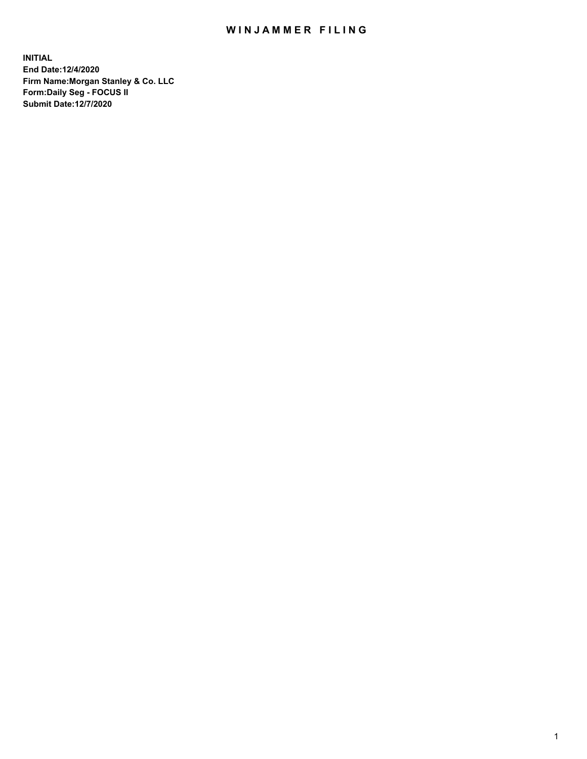# WINJAMMER FILING

**INITIAL**
**End Date:12/4/2020**
**Firm Name:Morgan Stanley & Co. LLC**
**Form:Daily Seg - FOCUS II**
**Submit Date:12/7/2020**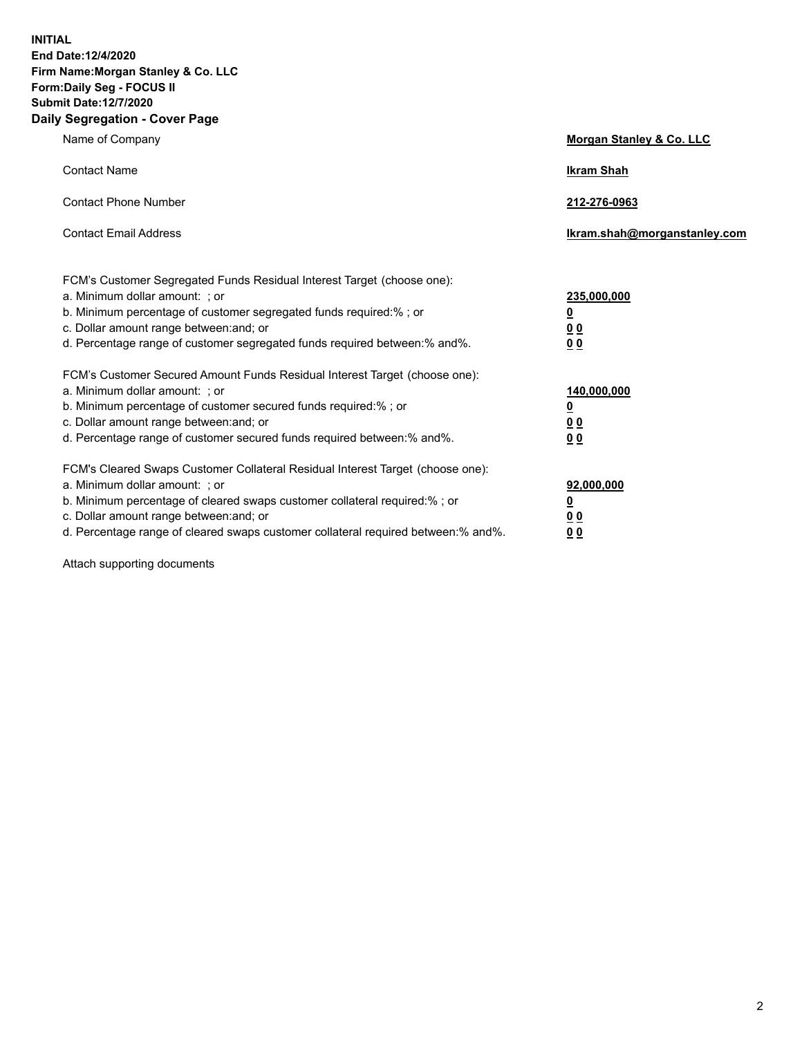**INITIAL**
**End Date:12/4/2020**
**Firm Name:Morgan Stanley & Co. LLC**
**Form:Daily Seg - FOCUS II**
**Submit Date:12/7/2020**

## Daily Segregation - Cover Page

| | |
|---|---|
| Name of Company | **Morgan Stanley & Co. LLC** |
| Contact Name | **Ikram Shah** |
| Contact Phone Number | **212-276-0963** |
| Contact Email Address | **Ikram.shah@morganstanley.com** |

| | |
|---|---|
| FCM's Customer Segregated Funds Residual Interest Target (choose one): | |
| a. Minimum dollar amount: ; or | **235,000,000** |
| b. Minimum percentage of customer segregated funds required:% ; or | **0** |
| c. Dollar amount range between:and; or | **0 0** |
| d. Percentage range of customer segregated funds required between:% and%. | **0 0** |
| FCM's Customer Secured Amount Funds Residual Interest Target (choose one): | |
| a. Minimum dollar amount: ; or | **140,000,000** |
| b. Minimum percentage of customer secured funds required:% ; or | **0** |
| c. Dollar amount range between:and; or | **0 0** |
| d. Percentage range of customer secured funds required between:% and%. | **0 0** |
| FCM's Cleared Swaps Customer Collateral Residual Interest Target (choose one): | |
| a. Minimum dollar amount: ; or | **92,000,000** |
| b. Minimum percentage of cleared swaps customer collateral required:% ; or | **0** |
| c. Dollar amount range between:and; or | **0 0** |
| d. Percentage range of cleared swaps customer collateral required between:% and%. | **0 0** |

Attach supporting documents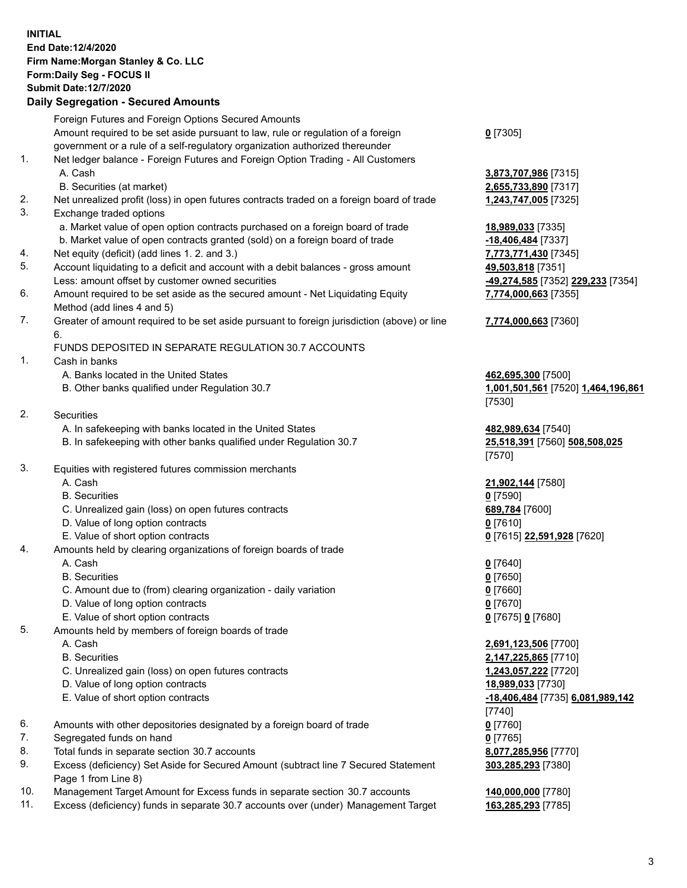**INITIAL**
**End Date:12/4/2020**
**Firm Name:Morgan Stanley & Co. LLC**
**Form:Daily Seg - FOCUS II**
**Submit Date:12/7/2020**

## Daily Segregation - Secured Amounts

| | | |
|---|---|---|
| | Foreign Futures and Foreign Options Secured Amounts | |
| | Amount required to be set aside pursuant to law, rule or regulation of a foreign government or a rule of a self-regulatory organization authorized thereunder | **0** [7305] |
| 1. | Net ledger balance - Foreign Futures and Foreign Option Trading - All Customers | |
| | A. Cash | **3,873,707,986** [7315] |
| | B. Securities (at market) | **2,655,733,890** [7317] |
| 2. | Net unrealized profit (loss) in open futures contracts traded on a foreign board of trade | **1,243,747,005** [7325] |
| 3. | Exchange traded options | |
| | a. Market value of open option contracts purchased on a foreign board of trade | **18,989,033** [7335] |
| | b. Market value of open contracts granted (sold) on a foreign board of trade | **-18,406,484** [7337] |
| 4. | Net equity (deficit) (add lines 1. 2. and 3.) | **7,773,771,430** [7345] |
| 5. | Account liquidating to a deficit and account with a debit balances - gross amount | **49,503,818** [7351] |
| | Less: amount offset by customer owned securities | **-49,274,585** [7352] **229,233** [7354] |
| 6. | Amount required to be set aside as the secured amount - Net Liquidating Equity Method (add lines 4 and 5) | **7,774,000,663** [7355] |
| 7. | Greater of amount required to be set aside pursuant to foreign jurisdiction (above) or line 6. | **7,774,000,663** [7360] |
| | FUNDS DEPOSITED IN SEPARATE REGULATION 30.7 ACCOUNTS | |
| 1. | Cash in banks | |
| | A. Banks located in the United States | **462,695,300** [7500] |
| | B. Other banks qualified under Regulation 30.7 | **1,001,501,561** [7520] **1,464,196,861** [7530] |
| 2. | Securities | |
| | A. In safekeeping with banks located in the United States | **482,989,634** [7540] |
| | B. In safekeeping with other banks qualified under Regulation 30.7 | **25,518,391** [7560] **508,508,025** [7570] |
| 3. | Equities with registered futures commission merchants | |
| | A. Cash | **21,902,144** [7580] |
| | B. Securities | **0** [7590] |
| | C. Unrealized gain (loss) on open futures contracts | **689,784** [7600] |
| | D. Value of long option contracts | **0** [7610] |
| | E. Value of short option contracts | **0** [7615] **22,591,928** [7620] |
| 4. | Amounts held by clearing organizations of foreign boards of trade | |
| | A. Cash | **0** [7640] |
| | B. Securities | **0** [7650] |
| | C. Amount due to (from) clearing organization - daily variation | **0** [7660] |
| | D. Value of long option contracts | **0** [7670] |
| | E. Value of short option contracts | **0** [7675] **0** [7680] |
| 5. | Amounts held by members of foreign boards of trade | |
| | A. Cash | **2,691,123,506** [7700] |
| | B. Securities | **2,147,225,865** [7710] |
| | C. Unrealized gain (loss) on open futures contracts | **1,243,057,222** [7720] |
| | D. Value of long option contracts | **18,989,033** [7730] |
| | E. Value of short option contracts | **-18,406,484** [7735] **6,081,989,142** [7740] |
| 6. | Amounts with other depositories designated by a foreign board of trade | **0** [7760] |
| 7. | Segregated funds on hand | **0** [7765] |
| 8. | Total funds in separate section 30.7 accounts | **8,077,285,956** [7770] |
| 9. | Excess (deficiency) Set Aside for Secured Amount (subtract line 7 Secured Statement Page 1 from Line 8) | **303,285,293** [7380] |
| 10. | Management Target Amount for Excess funds in separate section 30.7 accounts | **140,000,000** [7780] |
| 11. | Excess (deficiency) funds in separate 30.7 accounts over (under) Management Target | **163,285,293** [7785] |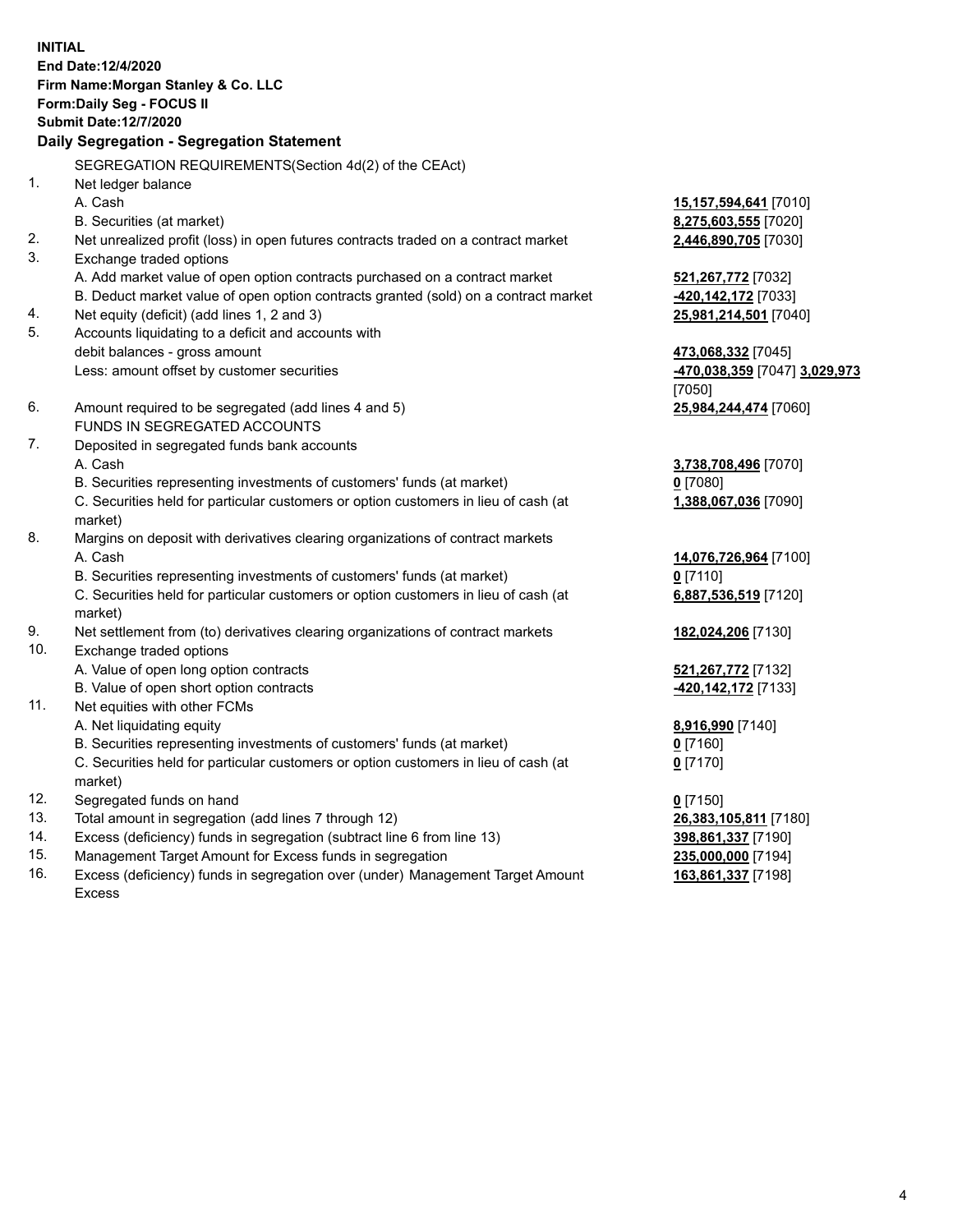**INITIAL**
**End Date:12/4/2020**
**Firm Name:Morgan Stanley & Co. LLC**
**Form:Daily Seg - FOCUS II**
**Submit Date:12/7/2020**

**Daily Segregation - Segregation Statement**

| | | |
|---|---|---|
| | SEGREGATION REQUIREMENTS(Section 4d(2) of the CEAct) | |
| 1. | Net ledger balance | |
| | A. Cash | **15,157,594,641** [7010] |
| | B. Securities (at market) | **8,275,603,555** [7020] |
| 2. | Net unrealized profit (loss) in open futures contracts traded on a contract market | **2,446,890,705** [7030] |
| 3. | Exchange traded options | |
| | A. Add market value of open option contracts purchased on a contract market | **521,267,772** [7032] |
| | B. Deduct market value of open option contracts granted (sold) on a contract market | **-420,142,172** [7033] |
| 4. | Net equity (deficit) (add lines 1, 2 and 3) | **25,981,214,501** [7040] |
| 5. | Accounts liquidating to a deficit and accounts with debit balances - gross amount | **473,068,332** [7045] |
| | Less: amount offset by customer securities | **-470,038,359** [7047] **3,029,973** [7050] |
| 6. | Amount required to be segregated (add lines 4 and 5) | **25,984,244,474** [7060] |
| | FUNDS IN SEGREGATED ACCOUNTS | |
| 7. | Deposited in segregated funds bank accounts | |
| | A. Cash | **3,738,708,496** [7070] |
| | B. Securities representing investments of customers' funds (at market) | **0** [7080] |
| | C. Securities held for particular customers or option customers in lieu of cash (at market) | **1,388,067,036** [7090] |
| 8. | Margins on deposit with derivatives clearing organizations of contract markets | |
| | A. Cash | **14,076,726,964** [7100] |
| | B. Securities representing investments of customers' funds (at market) | **0** [7110] |
| | C. Securities held for particular customers or option customers in lieu of cash (at market) | **6,887,536,519** [7120] |
| 9. | Net settlement from (to) derivatives clearing organizations of contract markets | **182,024,206** [7130] |
| 10. | Exchange traded options | |
| | A. Value of open long option contracts | **521,267,772** [7132] |
| | B. Value of open short option contracts | **-420,142,172** [7133] |
| 11. | Net equities with other FCMs | |
| | A. Net liquidating equity | **8,916,990** [7140] |
| | B. Securities representing investments of customers' funds (at market) | **0** [7160] |
| | C. Securities held for particular customers or option customers in lieu of cash (at market) | **0** [7170] |
| 12. | Segregated funds on hand | **0** [7150] |
| 13. | Total amount in segregation (add lines 7 through 12) | **26,383,105,811** [7180] |
| 14. | Excess (deficiency) funds in segregation (subtract line 6 from line 13) | **398,861,337** [7190] |
| 15. | Management Target Amount for Excess funds in segregation | **235,000,000** [7194] |
| 16. | Excess (deficiency) funds in segregation over (under) Management Target Amount Excess | **163,861,337** [7198] |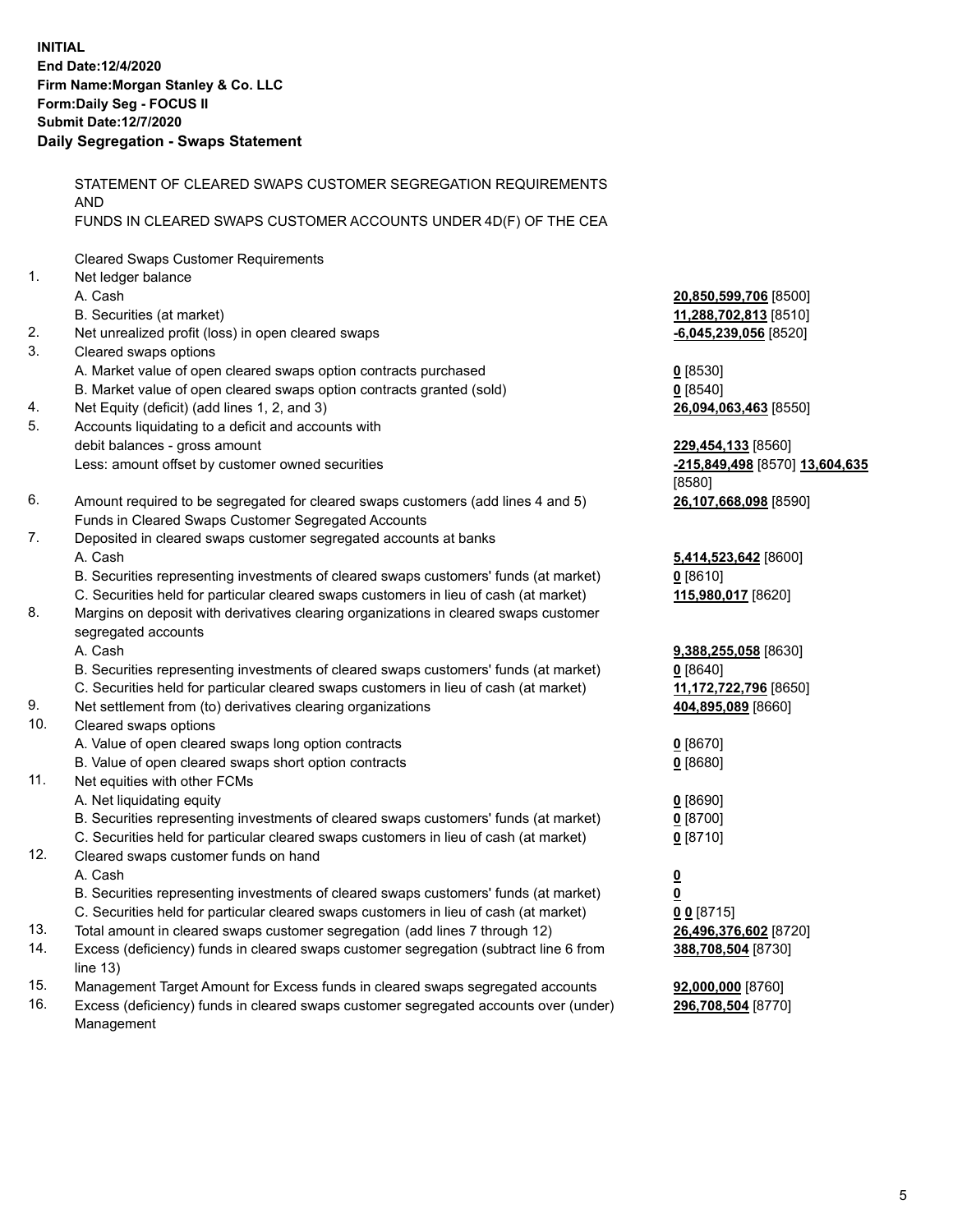**INITIAL**
**End Date:12/4/2020**
**Firm Name:Morgan Stanley & Co. LLC**
**Form:Daily Seg - FOCUS II**
**Submit Date:12/7/2020**
**Daily Segregation - Swaps Statement**

STATEMENT OF CLEARED SWAPS CUSTOMER SEGREGATION REQUIREMENTS AND FUNDS IN CLEARED SWAPS CUSTOMER ACCOUNTS UNDER 4D(F) OF THE CEA

| | | |
|---|---|---|
| | Cleared Swaps Customer Requirements | |
| 1. | Net ledger balance | |
| | A. Cash | **20,850,599,706** [8500] |
| | B. Securities (at market) | **11,288,702,813** [8510] |
| 2. | Net unrealized profit (loss) in open cleared swaps | **-6,045,239,056** [8520] |
| 3. | Cleared swaps options | |
| | A. Market value of open cleared swaps option contracts purchased | **0** [8530] |
| | B. Market value of open cleared swaps option contracts granted (sold) | **0** [8540] |
| 4. | Net Equity (deficit) (add lines 1, 2, and 3) | **26,094,063,463** [8550] |
| 5. | Accounts liquidating to a deficit and accounts with debit balances - gross amount | **229,454,133** [8560] |
| | Less: amount offset by customer owned securities | **-215,849,498** [8570] **13,604,635** [8580] |
| 6. | Amount required to be segregated for cleared swaps customers (add lines 4 and 5) | **26,107,668,098** [8590] |
| | Funds in Cleared Swaps Customer Segregated Accounts | |
| 7. | Deposited in cleared swaps customer segregated accounts at banks | |
| | A. Cash | **5,414,523,642** [8600] |
| | B. Securities representing investments of cleared swaps customers' funds (at market) | **0** [8610] |
| | C. Securities held for particular cleared swaps customers in lieu of cash (at market) | **115,980,017** [8620] |
| 8. | Margins on deposit with derivatives clearing organizations in cleared swaps customer segregated accounts | |
| | A. Cash | **9,388,255,058** [8630] |
| | B. Securities representing investments of cleared swaps customers' funds (at market) | **0** [8640] |
| | C. Securities held for particular cleared swaps customers in lieu of cash (at market) | **11,172,722,796** [8650] |
| 9. | Net settlement from (to) derivatives clearing organizations | **404,895,089** [8660] |
| 10. | Cleared swaps options | |
| | A. Value of open cleared swaps long option contracts | **0** [8670] |
| | B. Value of open cleared swaps short option contracts | **0** [8680] |
| 11. | Net equities with other FCMs | |
| | A. Net liquidating equity | **0** [8690] |
| | B. Securities representing investments of cleared swaps customers' funds (at market) | **0** [8700] |
| | C. Securities held for particular cleared swaps customers in lieu of cash (at market) | **0** [8710] |
| 12. | Cleared swaps customer funds on hand | |
| | A. Cash | **0** |
| | B. Securities representing investments of cleared swaps customers' funds (at market) | **0** |
| | C. Securities held for particular cleared swaps customers in lieu of cash (at market) | **0** **0** [8715] |
| 13. | Total amount in cleared swaps customer segregation (add lines 7 through 12) | **26,496,376,602** [8720] |
| 14. | Excess (deficiency) funds in cleared swaps customer segregation (subtract line 6 from line 13) | **388,708,504** [8730] |
| 15. | Management Target Amount for Excess funds in cleared swaps segregated accounts | **92,000,000** [8760] |
| 16. | Excess (deficiency) funds in cleared swaps customer segregated accounts over (under) Management | **296,708,504** [8770] |